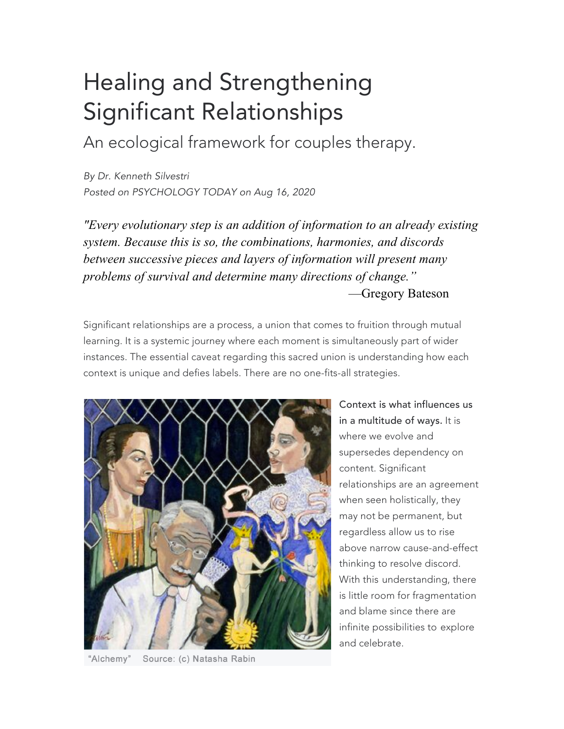# Healing and Strengthening Significant Relationships

## An ecological framework for couples therapy.

*By Dr. Kenneth Silvestri*
*Posted on PSYCHOLOGY TODAY on Aug 16, 2020*

> *"Every evolutionary step is an addition of information to an already existing system. Because this is so, the combinations, harmonies, and discords between successive pieces and layers of information will present many problems of survival and determine many directions of change."*
>
> —Gregory Bateson

Significant relationships are a process, a union that comes to fruition through mutual learning. It is a systemic journey where each moment is simultaneously part of wider instances. The essential caveat regarding this sacred union is understanding how each context is unique and defies labels. There are no one-fits-all strategies.

"Alchemy" Source: (c) Natasha Rabin

**Context is what influences us in a multitude of ways.** It is where we evolve and supersedes dependency on content. Significant relationships are an agreement when seen holistically, they may not be permanent, but regardless allow us to rise above narrow cause-and-effect thinking to resolve discord. With this understanding, there is little room for fragmentation and blame since there are infinite possibilities to explore and celebrate.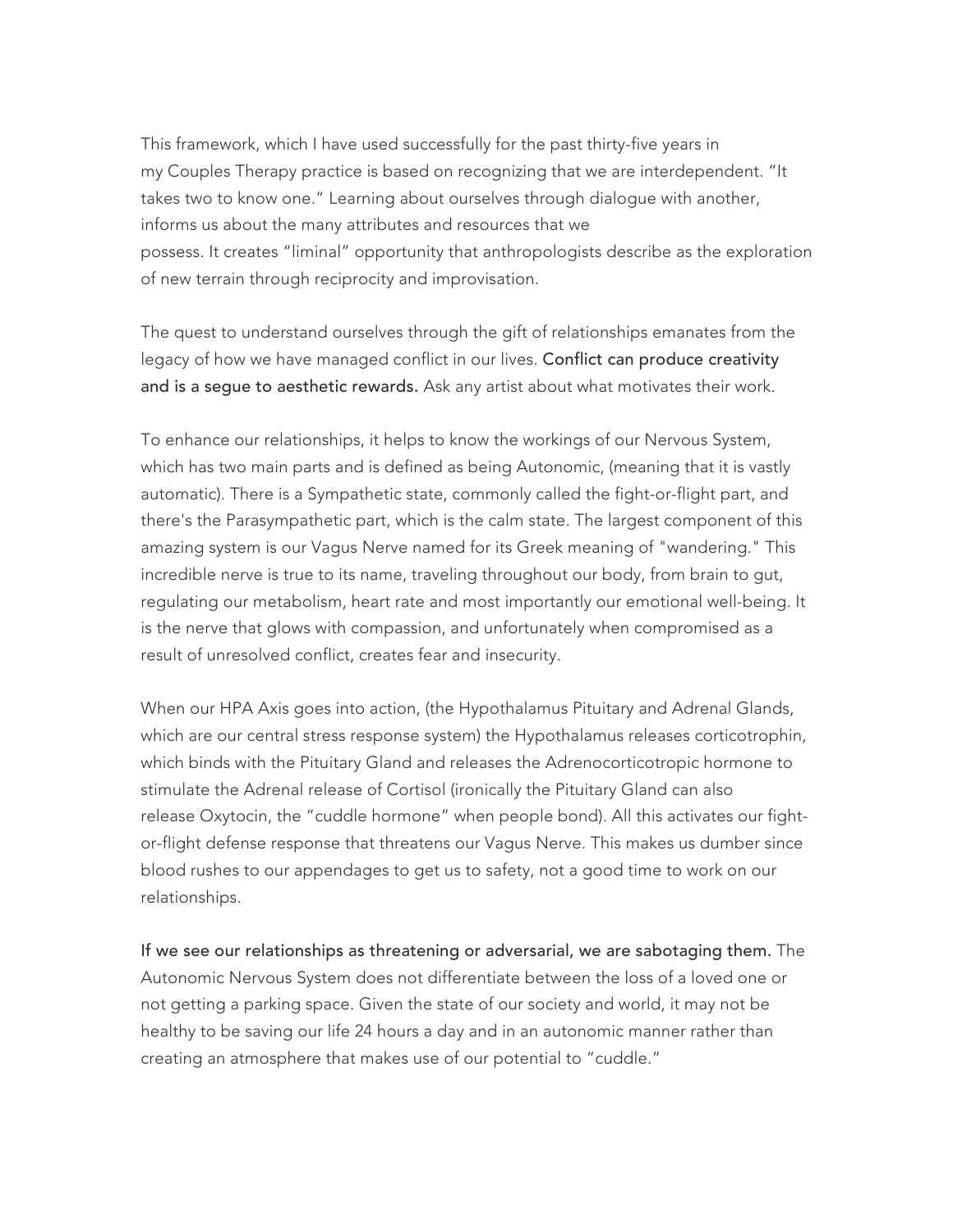This framework, which I have used successfully for the past thirty-five years in my Couples Therapy practice is based on recognizing that we are interdependent. "It takes two to know one." Learning about ourselves through dialogue with another, informs us about the many attributes and resources that we possess. It creates "liminal" opportunity that anthropologists describe as the exploration of new terrain through reciprocity and improvisation.

The quest to understand ourselves through the gift of relationships emanates from the legacy of how we have managed conflict in our lives. **Conflict can produce creativity and is a segue to aesthetic rewards.** Ask any artist about what motivates their work.

To enhance our relationships, it helps to know the workings of our Nervous System, which has two main parts and is defined as being Autonomic, (meaning that it is vastly automatic). There is a Sympathetic state, commonly called the fight-or-flight part, and there's the Parasympathetic part, which is the calm state. The largest component of this amazing system is our Vagus Nerve named for its Greek meaning of "wandering." This incredible nerve is true to its name, traveling throughout our body, from brain to gut, regulating our metabolism, heart rate and most importantly our emotional well-being. It is the nerve that glows with compassion, and unfortunately when compromised as a result of unresolved conflict, creates fear and insecurity.

When our HPA Axis goes into action, (the Hypothalamus Pituitary and Adrenal Glands, which are our central stress response system) the Hypothalamus releases corticotrophin, which binds with the Pituitary Gland and releases the Adrenocorticotropic hormone to stimulate the Adrenal release of Cortisol (ironically the Pituitary Gland can also release Oxytocin, the "cuddle hormone" when people bond). All this activates our fight-or-flight defense response that threatens our Vagus Nerve. This makes us dumber since blood rushes to our appendages to get us to safety, not a good time to work on our relationships.

**If we see our relationships as threatening or adversarial, we are sabotaging them.** The Autonomic Nervous System does not differentiate between the loss of a loved one or not getting a parking space. Given the state of our society and world, it may not be healthy to be saving our life 24 hours a day and in an autonomic manner rather than creating an atmosphere that makes use of our potential to "cuddle."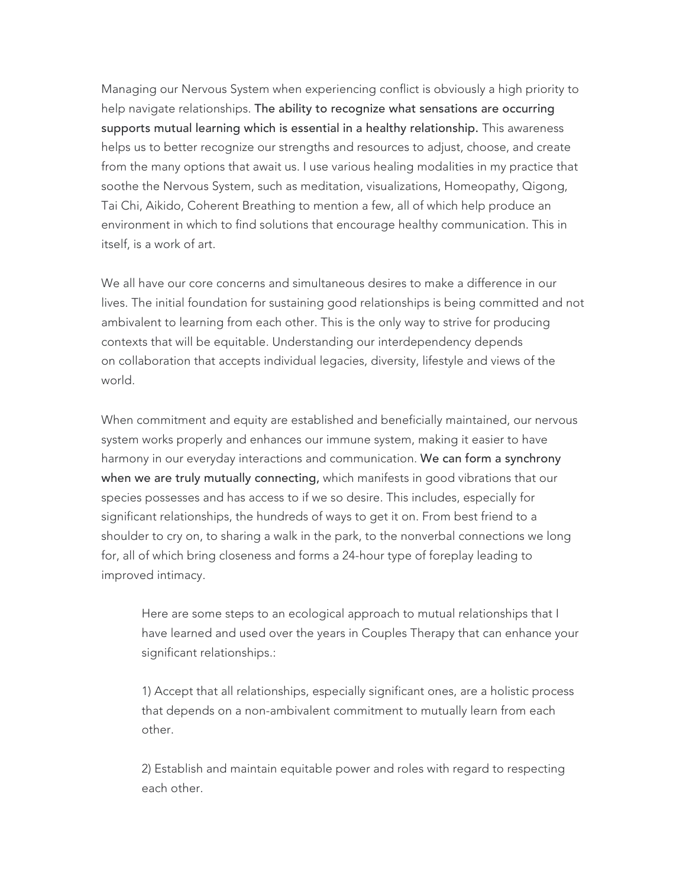Managing our Nervous System when experiencing conflict is obviously a high priority to help navigate relationships. **The ability to recognize what sensations are occurring supports mutual learning which is essential in a healthy relationship.** This awareness helps us to better recognize our strengths and resources to adjust, choose, and create from the many options that await us. I use various healing modalities in my practice that soothe the Nervous System, such as meditation, visualizations, Homeopathy, Qigong, Tai Chi, Aikido, Coherent Breathing to mention a few, all of which help produce an environment in which to find solutions that encourage healthy communication. This in itself, is a work of art.

We all have our core concerns and simultaneous desires to make a difference in our lives. The initial foundation for sustaining good relationships is being committed and not ambivalent to learning from each other. This is the only way to strive for producing contexts that will be equitable. Understanding our interdependency depends on collaboration that accepts individual legacies, diversity, lifestyle and views of the world.

When commitment and equity are established and beneficially maintained, our nervous system works properly and enhances our immune system, making it easier to have harmony in our everyday interactions and communication. **We can form a synchrony when we are truly mutually connecting,** which manifests in good vibrations that our species possesses and has access to if we so desire. This includes, especially for significant relationships, the hundreds of ways to get it on. From best friend to a shoulder to cry on, to sharing a walk in the park, to the nonverbal connections we long for, all of which bring closeness and forms a 24-hour type of foreplay leading to improved intimacy.

> Here are some steps to an ecological approach to mutual relationships that I have learned and used over the years in Couples Therapy that can enhance your significant relationships.:
>
> 1) Accept that all relationships, especially significant ones, are a holistic process that depends on a non-ambivalent commitment to mutually learn from each other.
>
> 2) Establish and maintain equitable power and roles with regard to respecting each other.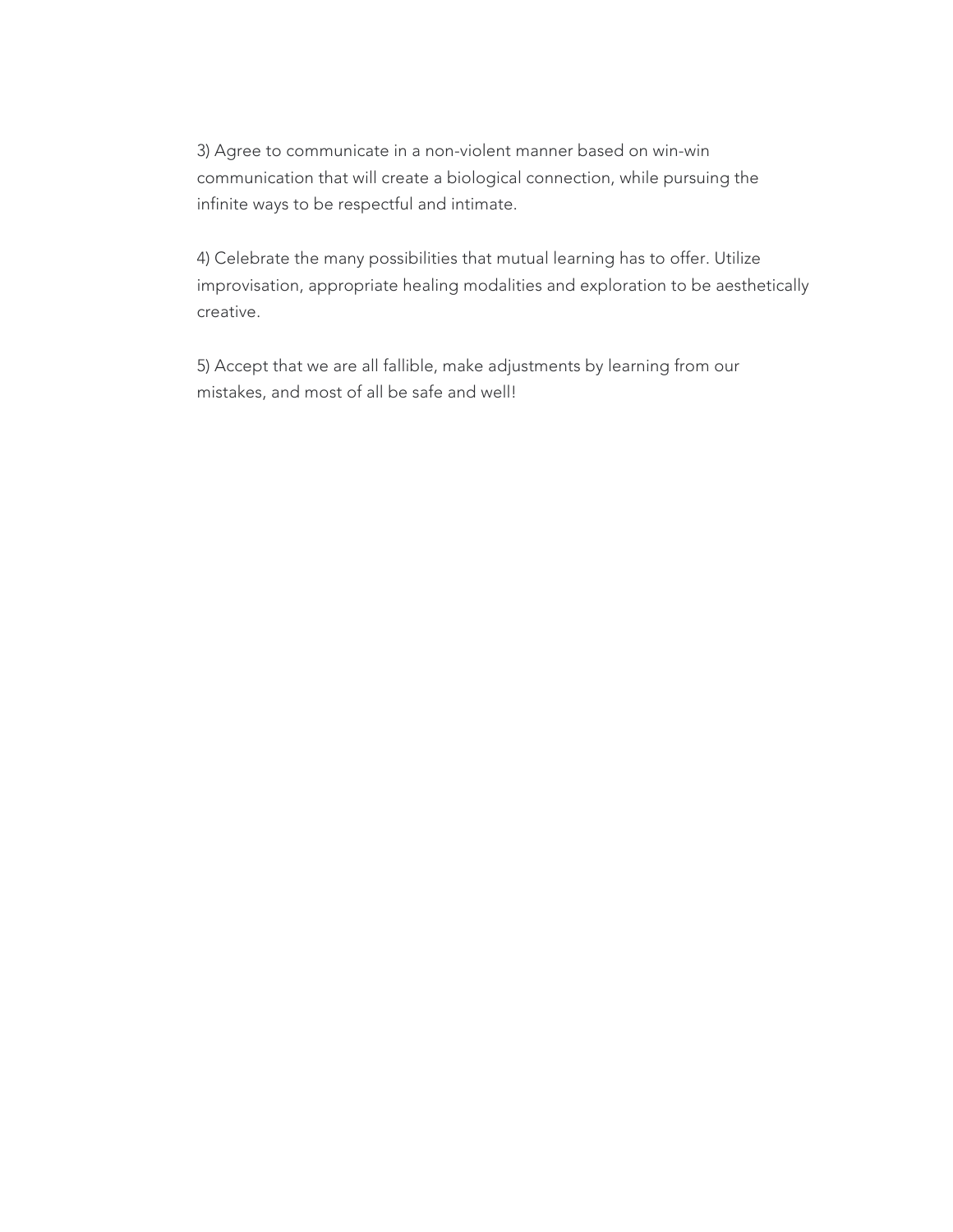3) Agree to communicate in a non-violent manner based on win-win communication that will create a biological connection, while pursuing the infinite ways to be respectful and intimate.

4) Celebrate the many possibilities that mutual learning has to offer. Utilize improvisation, appropriate healing modalities and exploration to be aesthetically creative.

5) Accept that we are all fallible, make adjustments by learning from our mistakes, and most of all be safe and well!